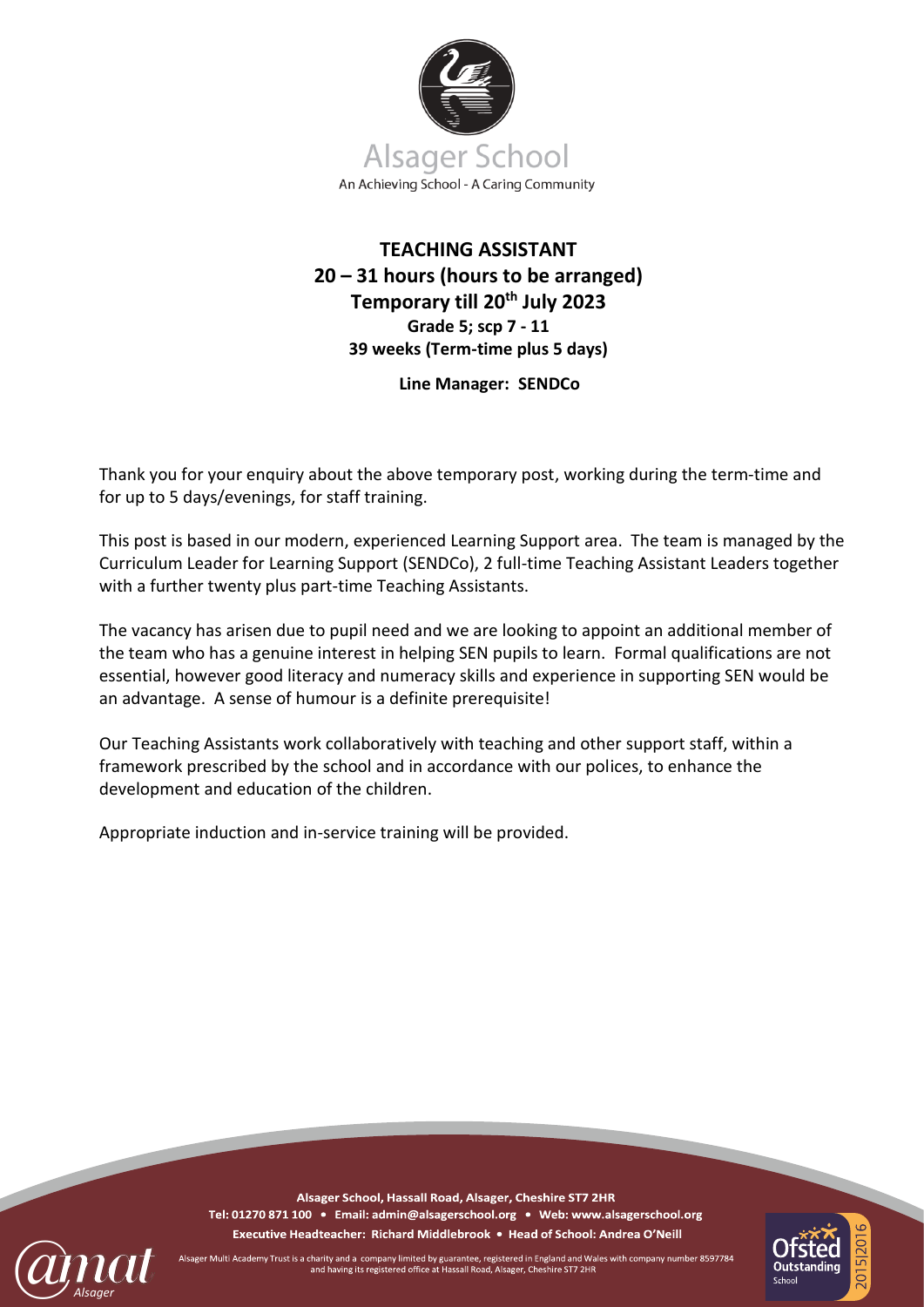Alsager School

An Achieving School - A Caring Community

# TEACHING ASSISTANT

## 20 – 31 hours (hours to be arranged)

## Temporary till 20th July 2023

**Grade 5; scp 7 - 11**

**39 weeks (Term-time plus 5 days)**

**Line Manager: SENDCo**

Thank you for your enquiry about the above temporary post, working during the term-time and for up to 5 days/evenings, for staff training.

This post is based in our modern, experienced Learning Support area. The team is managed by the Curriculum Leader for Learning Support (SENDCo), 2 full-time Teaching Assistant Leaders together with a further twenty plus part-time Teaching Assistants.

The vacancy has arisen due to pupil need and we are looking to appoint an additional member of the team who has a genuine interest in helping SEN pupils to learn. Formal qualifications are not essential, however good literacy and numeracy skills and experience in supporting SEN would be an advantage. A sense of humour is a definite prerequisite!

Our Teaching Assistants work collaboratively with teaching and other support staff, within a framework prescribed by the school and in accordance with our polices, to enhance the development and education of the children.

Appropriate induction and in-service training will be provided.

**Alsager School, Hassall Road, Alsager, Cheshire ST7 2HR**
**Tel: 01270 871 100 • Email: admin@alsagerschool.org • Web: www.alsagerschool.org**
**Executive Headteacher: Richard Middlebrook • Head of School: Andrea O'Neill**

Alsager Multi Academy Trust is a charity and a company limited by guarantee, registered in England and Wales with company number 8597784 and having its registered office at Hassall Road, Alsager, Cheshire ST7 2HR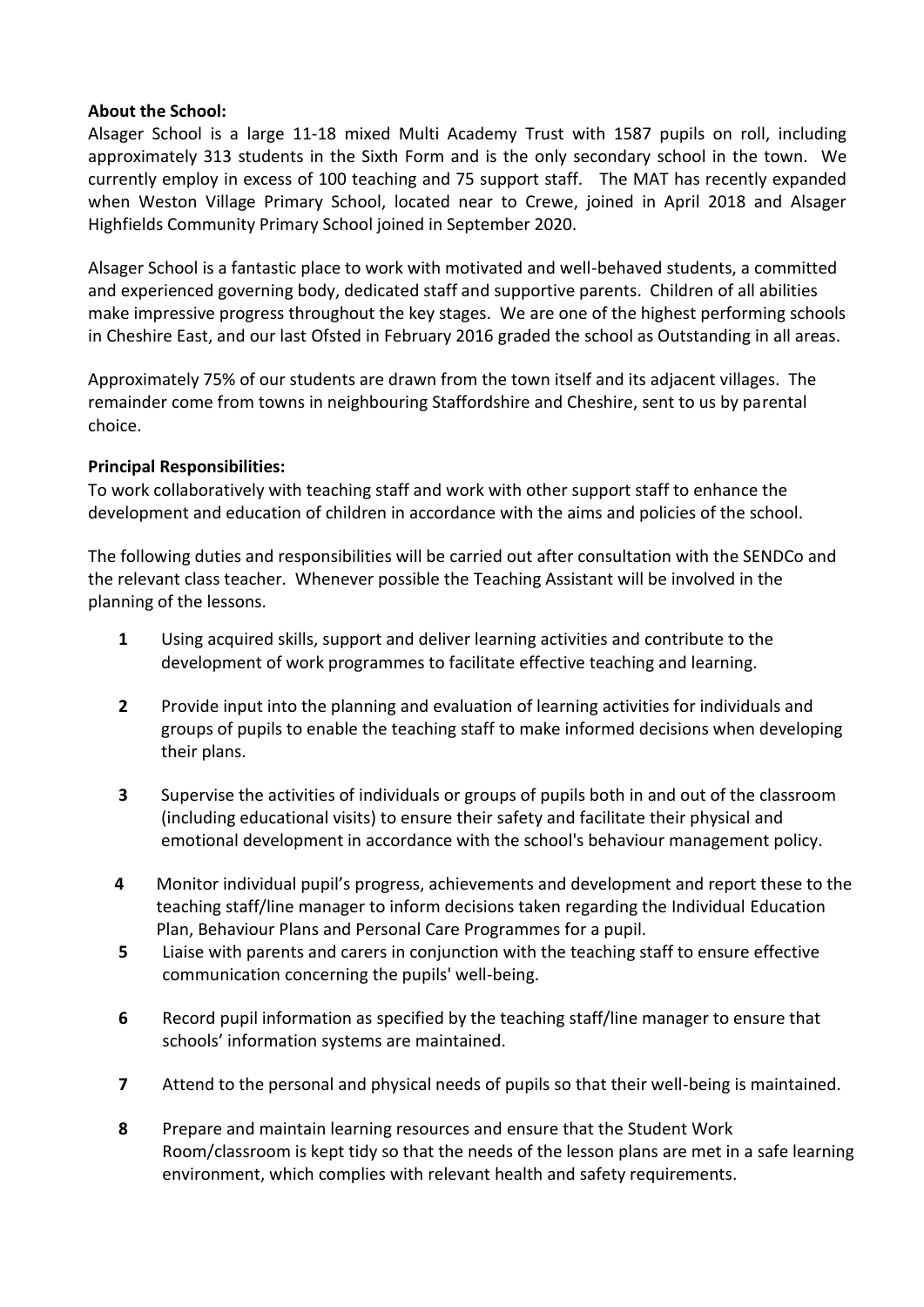**About the School:**

Alsager School is a large 11-18 mixed Multi Academy Trust with 1587 pupils on roll, including approximately 313 students in the Sixth Form and is the only secondary school in the town. We currently employ in excess of 100 teaching and 75 support staff. The MAT has recently expanded when Weston Village Primary School, located near to Crewe, joined in April 2018 and Alsager Highfields Community Primary School joined in September 2020.

Alsager School is a fantastic place to work with motivated and well-behaved students, a committed and experienced governing body, dedicated staff and supportive parents. Children of all abilities make impressive progress throughout the key stages. We are one of the highest performing schools in Cheshire East, and our last Ofsted in February 2016 graded the school as Outstanding in all areas.

Approximately 75% of our students are drawn from the town itself and its adjacent villages. The remainder come from towns in neighbouring Staffordshire and Cheshire, sent to us by parental choice.

**Principal Responsibilities:**

To work collaboratively with teaching staff and work with other support staff to enhance the development and education of children in accordance with the aims and policies of the school.

The following duties and responsibilities will be carried out after consultation with the SENDCo and the relevant class teacher. Whenever possible the Teaching Assistant will be involved in the planning of the lessons.

1. Using acquired skills, support and deliver learning activities and contribute to the development of work programmes to facilitate effective teaching and learning.

2. Provide input into the planning and evaluation of learning activities for individuals and groups of pupils to enable the teaching staff to make informed decisions when developing their plans.

3. Supervise the activities of individuals or groups of pupils both in and out of the classroom (including educational visits) to ensure their safety and facilitate their physical and emotional development in accordance with the school's behaviour management policy.

4. Monitor individual pupil's progress, achievements and development and report these to the teaching staff/line manager to inform decisions taken regarding the Individual Education Plan, Behaviour Plans and Personal Care Programmes for a pupil.

5. Liaise with parents and carers in conjunction with the teaching staff to ensure effective communication concerning the pupils' well-being.

6. Record pupil information as specified by the teaching staff/line manager to ensure that schools' information systems are maintained.

7. Attend to the personal and physical needs of pupils so that their well-being is maintained.

8. Prepare and maintain learning resources and ensure that the Student Work Room/classroom is kept tidy so that the needs of the lesson plans are met in a safe learning environment, which complies with relevant health and safety requirements.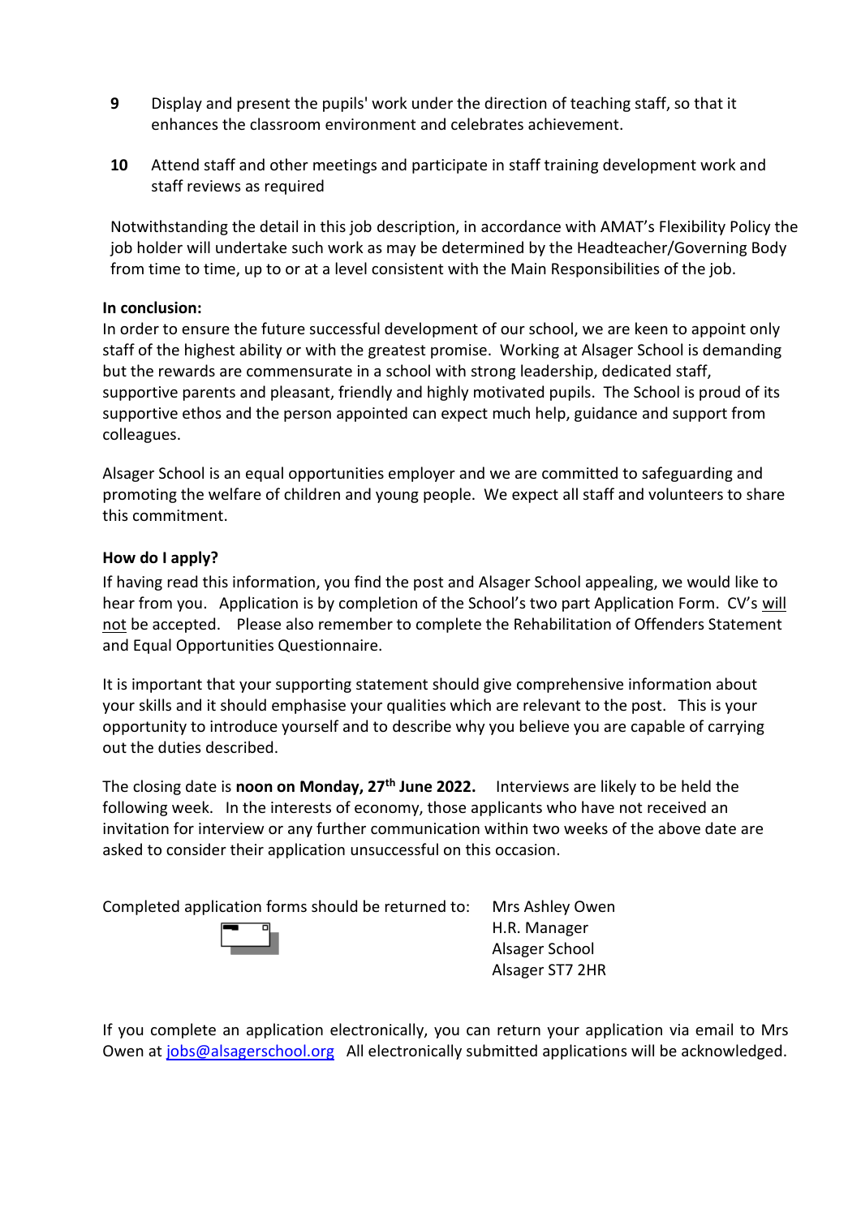9. Display and present the pupils' work under the direction of teaching staff, so that it enhances the classroom environment and celebrates achievement.

10. Attend staff and other meetings and participate in staff training development work and staff reviews as required

Notwithstanding the detail in this job description, in accordance with AMAT's Flexibility Policy the job holder will undertake such work as may be determined by the Headteacher/Governing Body from time to time, up to or at a level consistent with the Main Responsibilities of the job.

**In conclusion:**

In order to ensure the future successful development of our school, we are keen to appoint only staff of the highest ability or with the greatest promise. Working at Alsager School is demanding but the rewards are commensurate in a school with strong leadership, dedicated staff, supportive parents and pleasant, friendly and highly motivated pupils. The School is proud of its supportive ethos and the person appointed can expect much help, guidance and support from colleagues.

Alsager School is an equal opportunities employer and we are committed to safeguarding and promoting the welfare of children and young people. We expect all staff and volunteers to share this commitment.

**How do I apply?**

If having read this information, you find the post and Alsager School appealing, we would like to hear from you. Application is by completion of the School's two part Application Form. CV's will not be accepted. Please also remember to complete the Rehabilitation of Offenders Statement and Equal Opportunities Questionnaire.

It is important that your supporting statement should give comprehensive information about your skills and it should emphasise your qualities which are relevant to the post. This is your opportunity to introduce yourself and to describe why you believe you are capable of carrying out the duties described.

The closing date is **noon on Monday, 27th June 2022.** Interviews are likely to be held the following week. In the interests of economy, those applicants who have not received an invitation for interview or any further communication within two weeks of the above date are asked to consider their application unsuccessful on this occasion.

Completed application forms should be returned to:

Mrs Ashley Owen
H.R. Manager
Alsager School
Alsager ST7 2HR

If you complete an application electronically, you can return your application via email to Mrs Owen at jobs@alsagerschool.org All electronically submitted applications will be acknowledged.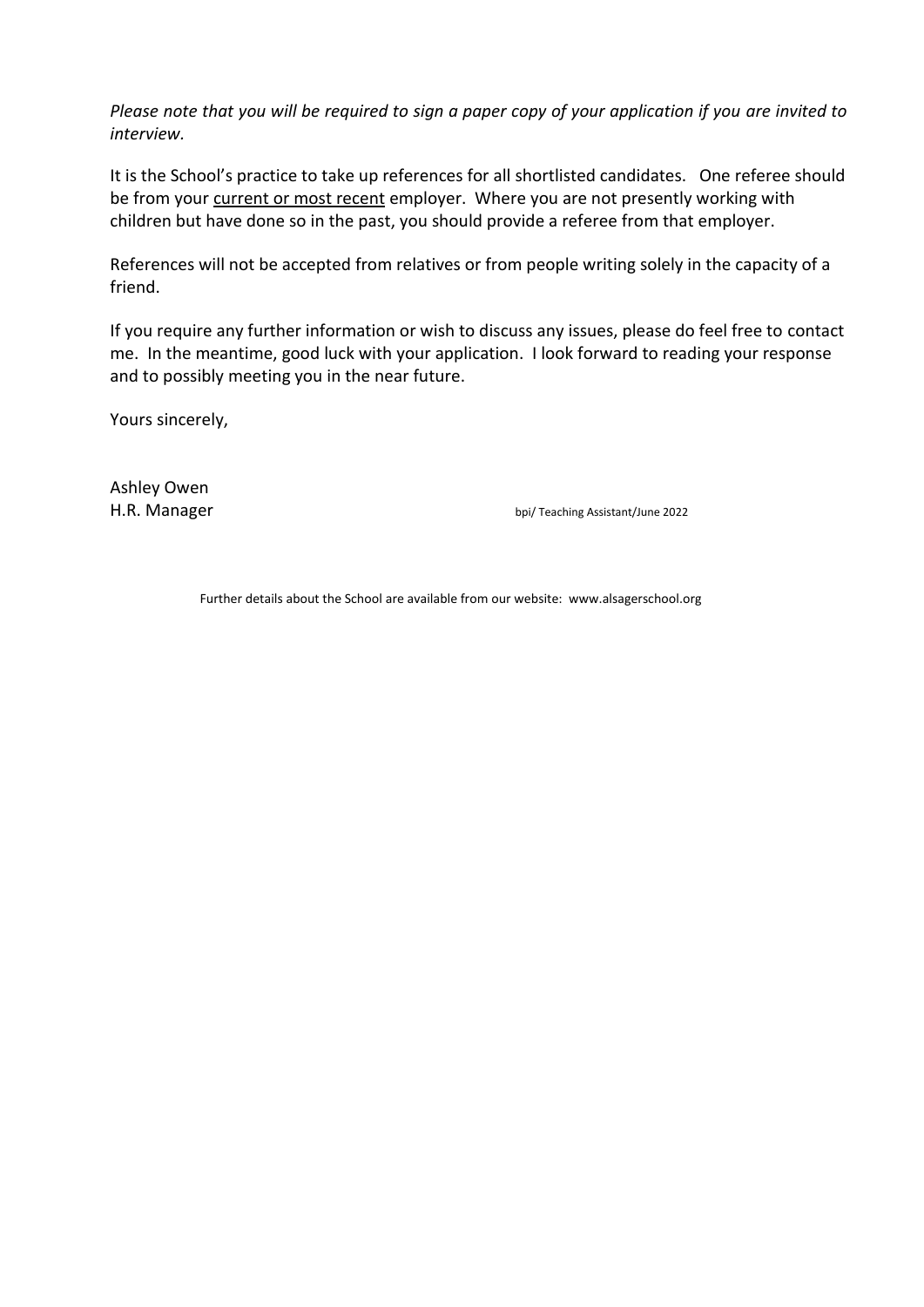*Please note that you will be required to sign a paper copy of your application if you are invited to interview.*

It is the School's practice to take up references for all shortlisted candidates. One referee should be from your current or most recent employer. Where you are not presently working with children but have done so in the past, you should provide a referee from that employer.

References will not be accepted from relatives or from people writing solely in the capacity of a friend.

If you require any further information or wish to discuss any issues, please do feel free to contact me. In the meantime, good luck with your application. I look forward to reading your response and to possibly meeting you in the near future.

Yours sincerely,

Ashley Owen
H.R. Manager

bpi/ Teaching Assistant/June 2022

Further details about the School are available from our website: www.alsagerschool.org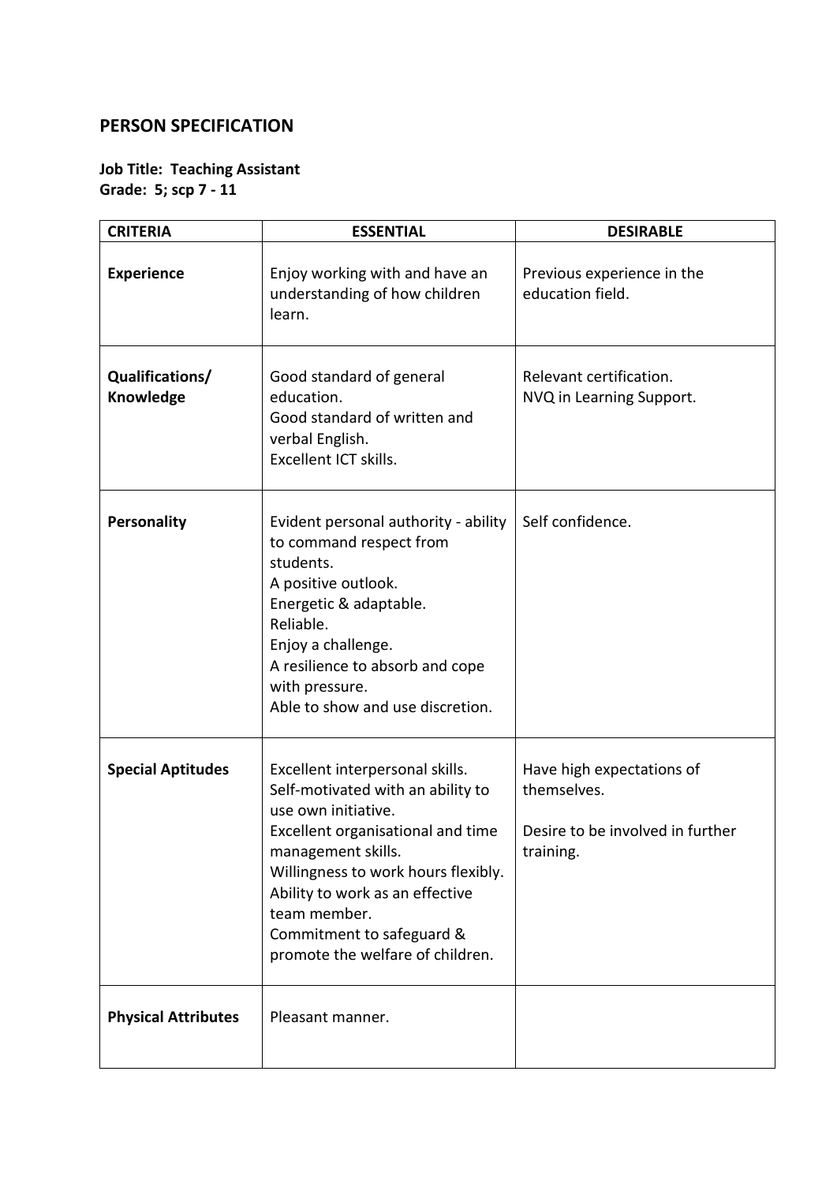## PERSON SPECIFICATION

**Job Title: Teaching Assistant**
**Grade: 5; scp 7 - 11**

| CRITERIA | ESSENTIAL | DESIRABLE |
|---|---|---|
| **Experience** | Enjoy working with and have an understanding of how children learn. | Previous experience in the education field. |
| **Qualifications/ Knowledge** | Good standard of general education.<br>Good standard of written and verbal English.<br>Excellent ICT skills. | Relevant certification.<br>NVQ in Learning Support. |
| **Personality** | Evident personal authority - ability to command respect from students.<br>A positive outlook.<br>Energetic & adaptable.<br>Reliable.<br>Enjoy a challenge.<br>A resilience to absorb and cope with pressure.<br>Able to show and use discretion. | Self confidence. |
| **Special Aptitudes** | Excellent interpersonal skills.<br>Self-motivated with an ability to use own initiative.<br>Excellent organisational and time management skills.<br>Willingness to work hours flexibly.<br>Ability to work as an effective team member.<br>Commitment to safeguard & promote the welfare of children. | Have high expectations of themselves.<br><br>Desire to be involved in further training. |
| **Physical Attributes** | Pleasant manner. | |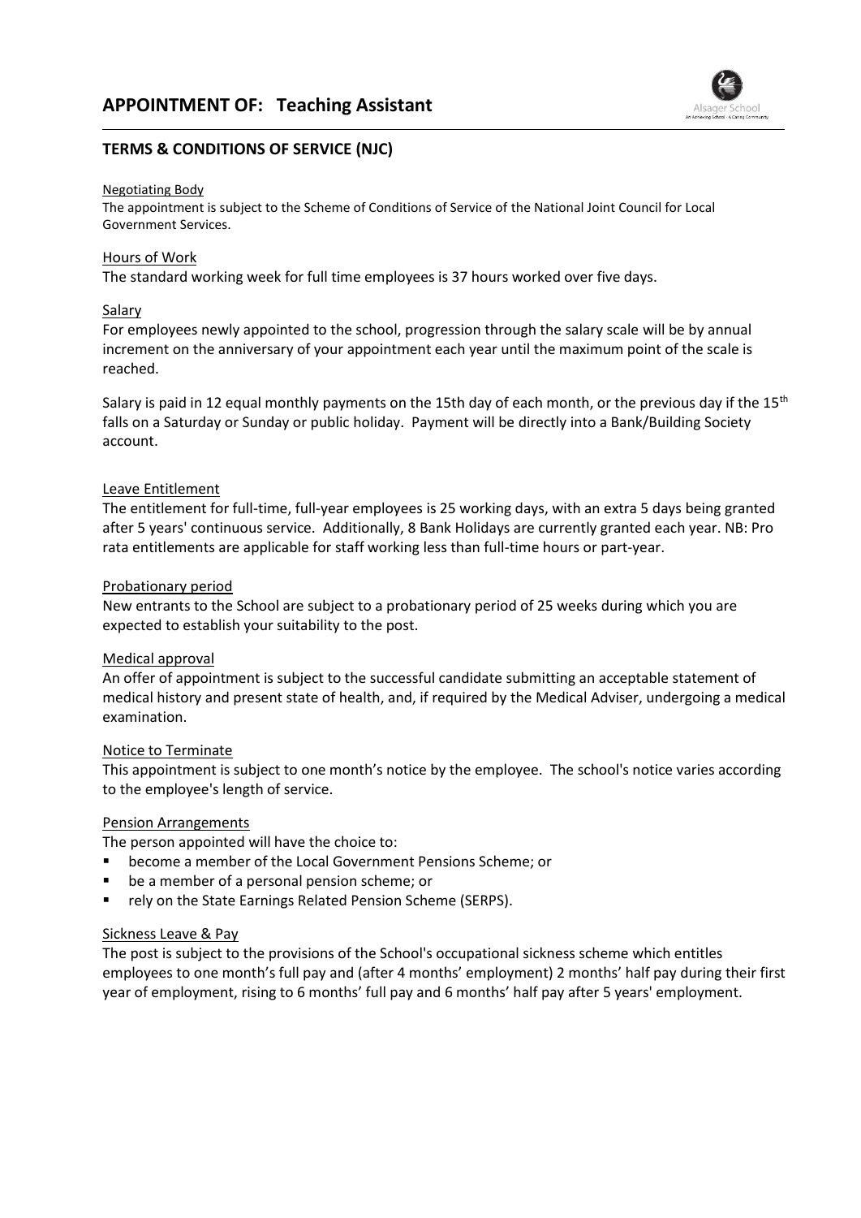# APPOINTMENT OF: Teaching Assistant

## TERMS & CONDITIONS OF SERVICE (NJC)

Negotiating Body

The appointment is subject to the Scheme of Conditions of Service of the National Joint Council for Local Government Services.

Hours of Work

The standard working week for full time employees is 37 hours worked over five days.

Salary

For employees newly appointed to the school, progression through the salary scale will be by annual increment on the anniversary of your appointment each year until the maximum point of the scale is reached.

Salary is paid in 12 equal monthly payments on the 15th day of each month, or the previous day if the 15th falls on a Saturday or Sunday or public holiday. Payment will be directly into a Bank/Building Society account.

Leave Entitlement

The entitlement for full-time, full-year employees is 25 working days, with an extra 5 days being granted after 5 years' continuous service. Additionally, 8 Bank Holidays are currently granted each year. NB: Pro rata entitlements are applicable for staff working less than full-time hours or part-year.

Probationary period

New entrants to the School are subject to a probationary period of 25 weeks during which you are expected to establish your suitability to the post.

Medical approval

An offer of appointment is subject to the successful candidate submitting an acceptable statement of medical history and present state of health, and, if required by the Medical Adviser, undergoing a medical examination.

Notice to Terminate

This appointment is subject to one month's notice by the employee. The school's notice varies according to the employee's length of service.

Pension Arrangements

The person appointed will have the choice to:

- become a member of the Local Government Pensions Scheme; or
- be a member of a personal pension scheme; or
- rely on the State Earnings Related Pension Scheme (SERPS).

Sickness Leave & Pay

The post is subject to the provisions of the School's occupational sickness scheme which entitles employees to one month's full pay and (after 4 months' employment) 2 months' half pay during their first year of employment, rising to 6 months' full pay and 6 months' half pay after 5 years' employment.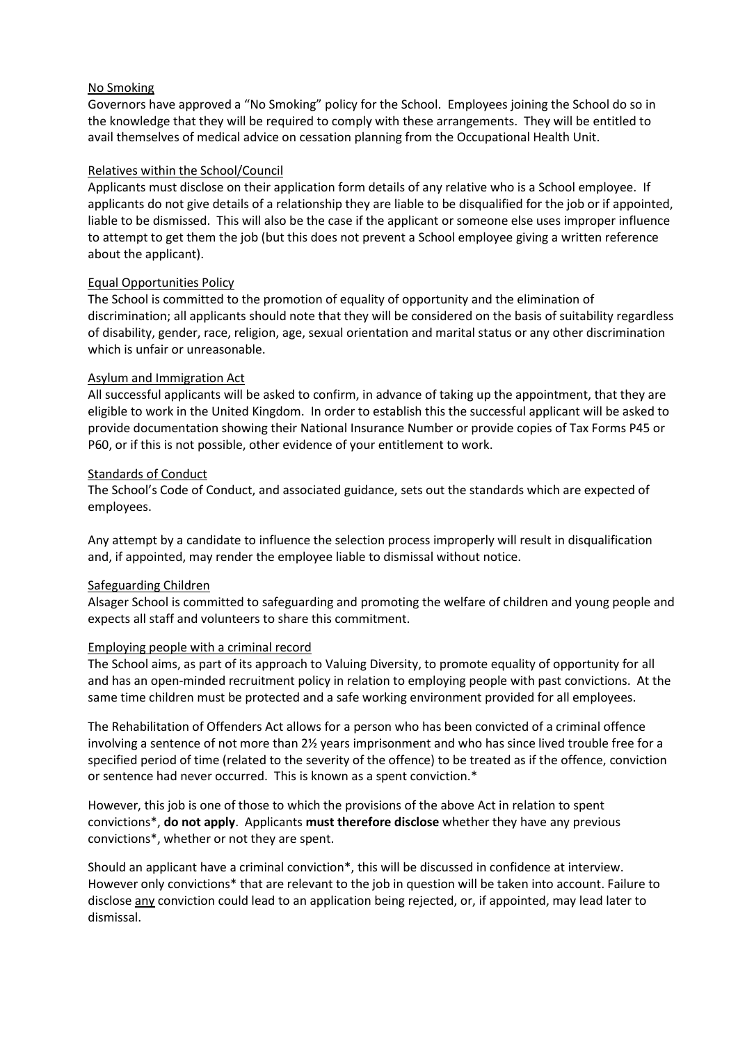<u>No Smoking</u>

Governors have approved a "No Smoking" policy for the School. Employees joining the School do so in the knowledge that they will be required to comply with these arrangements. They will be entitled to avail themselves of medical advice on cessation planning from the Occupational Health Unit.

<u>Relatives within the School/Council</u>

Applicants must disclose on their application form details of any relative who is a School employee. If applicants do not give details of a relationship they are liable to be disqualified for the job or if appointed, liable to be dismissed. This will also be the case if the applicant or someone else uses improper influence to attempt to get them the job (but this does not prevent a School employee giving a written reference about the applicant).

<u>Equal Opportunities Policy</u>

The School is committed to the promotion of equality of opportunity and the elimination of discrimination; all applicants should note that they will be considered on the basis of suitability regardless of disability, gender, race, religion, age, sexual orientation and marital status or any other discrimination which is unfair or unreasonable.

<u>Asylum and Immigration Act</u>

All successful applicants will be asked to confirm, in advance of taking up the appointment, that they are eligible to work in the United Kingdom. In order to establish this the successful applicant will be asked to provide documentation showing their National Insurance Number or provide copies of Tax Forms P45 or P60, or if this is not possible, other evidence of your entitlement to work.

<u>Standards of Conduct</u>

The School's Code of Conduct, and associated guidance, sets out the standards which are expected of employees.

Any attempt by a candidate to influence the selection process improperly will result in disqualification and, if appointed, may render the employee liable to dismissal without notice.

<u>Safeguarding Children</u>

Alsager School is committed to safeguarding and promoting the welfare of children and young people and expects all staff and volunteers to share this commitment.

<u>Employing people with a criminal record</u>

The School aims, as part of its approach to Valuing Diversity, to promote equality of opportunity for all and has an open-minded recruitment policy in relation to employing people with past convictions. At the same time children must be protected and a safe working environment provided for all employees.

The Rehabilitation of Offenders Act allows for a person who has been convicted of a criminal offence involving a sentence of not more than 2½ years imprisonment and who has since lived trouble free for a specified period of time (related to the severity of the offence) to be treated as if the offence, conviction or sentence had never occurred. This is known as a spent conviction.*

However, this job is one of those to which the provisions of the above Act in relation to spent convictions*, **do not apply**. Applicants **must therefore disclose** whether they have any previous convictions*, whether or not they are spent.

Should an applicant have a criminal conviction*, this will be discussed in confidence at interview. However only convictions* that are relevant to the job in question will be taken into account. Failure to disclose <u>any</u> conviction could lead to an application being rejected, or, if appointed, may lead later to dismissal.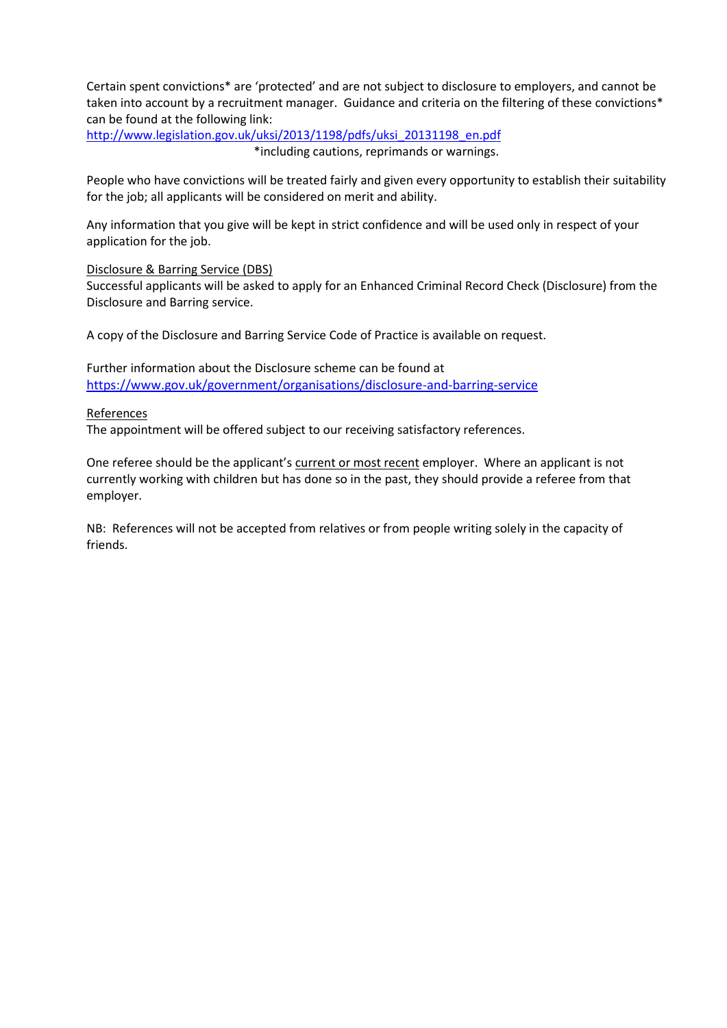Certain spent convictions* are 'protected' and are not subject to disclosure to employers, and cannot be taken into account by a recruitment manager. Guidance and criteria on the filtering of these convictions* can be found at the following link:
[http://www.legislation.gov.uk/uksi/2013/1198/pdfs/uksi_20131198_en.pdf](http://www.legislation.gov.uk/uksi/2013/1198/pdfs/uksi_20131198_en.pdf)
*including cautions, reprimands or warnings.

People who have convictions will be treated fairly and given every opportunity to establish their suitability for the job; all applicants will be considered on merit and ability.

Any information that you give will be kept in strict confidence and will be used only in respect of your application for the job.

<u>Disclosure & Barring Service (DBS)</u>
Successful applicants will be asked to apply for an Enhanced Criminal Record Check (Disclosure) from the Disclosure and Barring service.

A copy of the Disclosure and Barring Service Code of Practice is available on request.

Further information about the Disclosure scheme can be found at
[https://www.gov.uk/government/organisations/disclosure-and-barring-service](https://www.gov.uk/government/organisations/disclosure-and-barring-service)

<u>References</u>
The appointment will be offered subject to our receiving satisfactory references.

One referee should be the applicant's <u>current or most recent</u> employer. Where an applicant is not currently working with children but has done so in the past, they should provide a referee from that employer.

NB: References will not be accepted from relatives or from people writing solely in the capacity of friends.